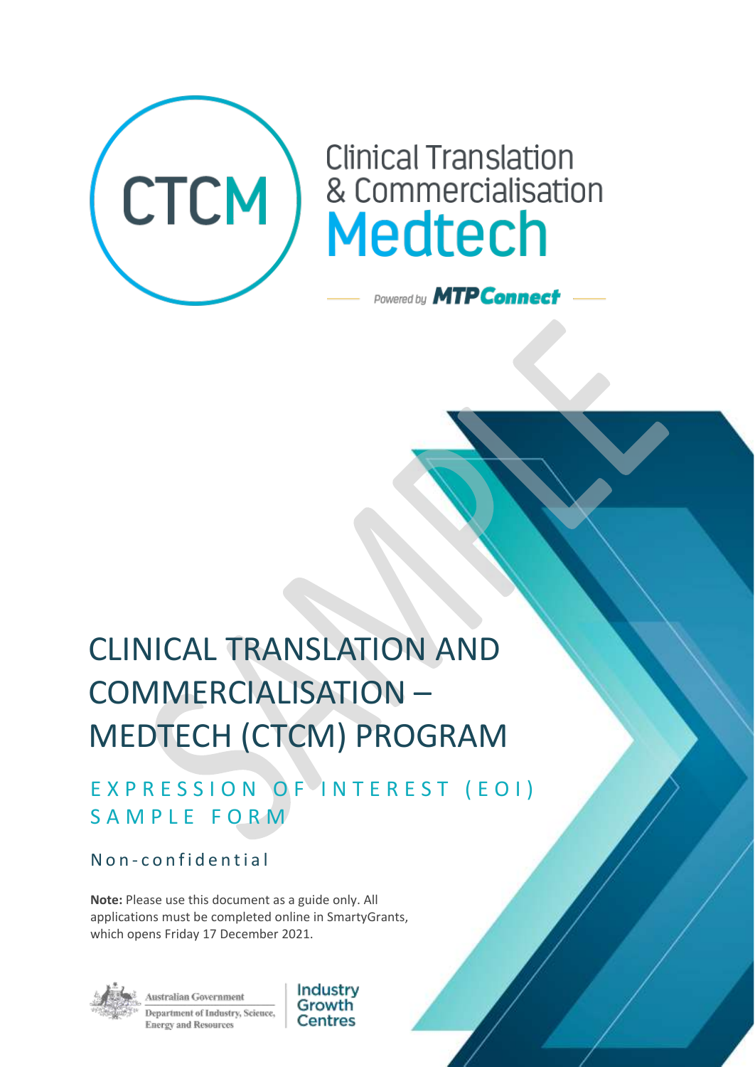CTCM

Clinical Translation & Commercialisation Medtech

Powered by MTPConnect

# CLINICAL TRANSLATION AND COMMERCIALISATION – MEDTECH (CTCM) PROGRAM

## EXPRESSION OF INTEREST (EOI) SAMPLE FORM

Non-confidential

**Note:** Please use this document as a guide only. All applications must be completed online in SmartyGrants, which opens Friday 17 December 2021.

Australian Government
Department of Industry, Science, Energy and Resources

Industry Growth Centres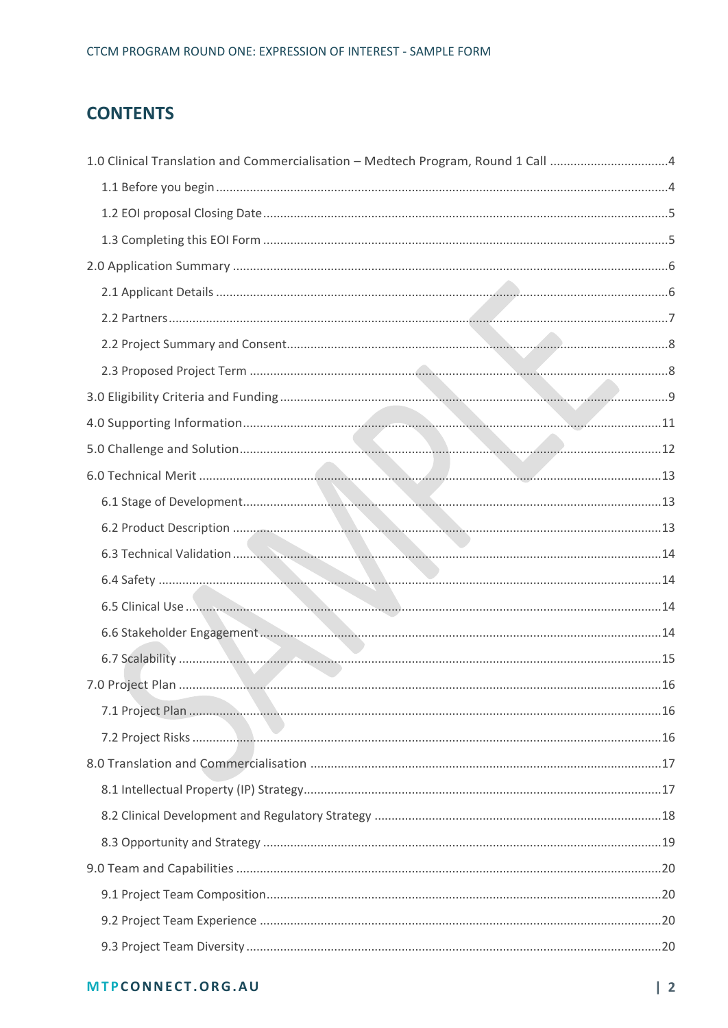# CONTENTS

1.0 Clinical Translation and Commercialisation – Medtech Program, Round 1 Call ....4

- 1.1 Before you begin ....4
- 1.2 EOI proposal Closing Date ....5
- 1.3 Completing this EOI Form ....5

2.0 Application Summary ....6

- 2.1 Applicant Details ....6
- 2.2 Partners ....7
- 2.2 Project Summary and Consent ....8
- 2.3 Proposed Project Term ....8

3.0 Eligibility Criteria and Funding ....9

4.0 Supporting Information ....11

5.0 Challenge and Solution ....12

6.0 Technical Merit ....13

- 6.1 Stage of Development ....13
- 6.2 Product Description ....13
- 6.3 Technical Validation ....14
- 6.4 Safety ....14
- 6.5 Clinical Use ....14
- 6.6 Stakeholder Engagement ....14
- 6.7 Scalability ....15

7.0 Project Plan ....16

- 7.1 Project Plan ....16
- 7.2 Project Risks ....16

8.0 Translation and Commercialisation ....17

- 8.1 Intellectual Property (IP) Strategy ....17
- 8.2 Clinical Development and Regulatory Strategy ....18
- 8.3 Opportunity and Strategy ....19

9.0 Team and Capabilities ....20

- 9.1 Project Team Composition ....20
- 9.2 Project Team Experience ....20
- 9.3 Project Team Diversity ....20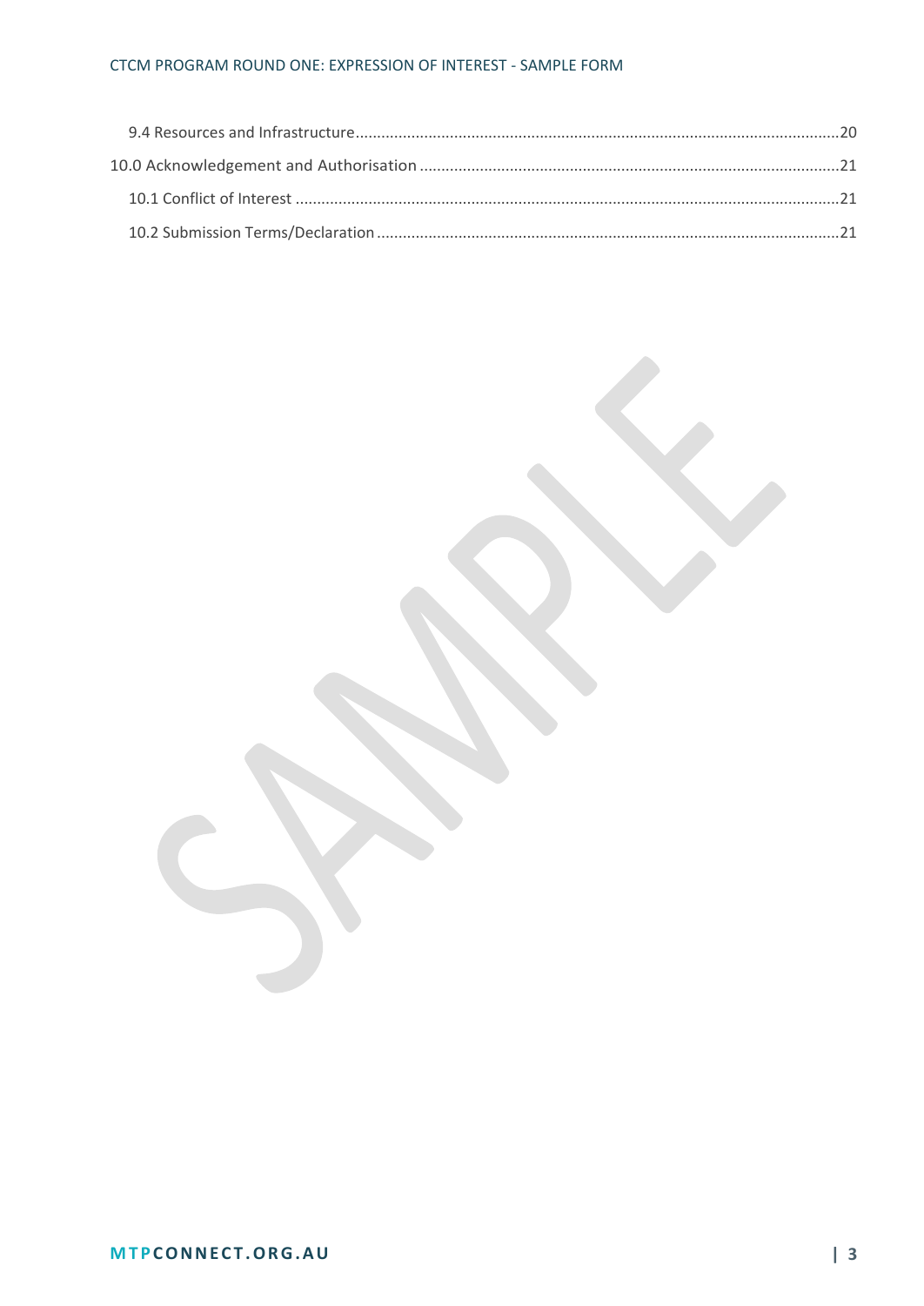9.4 Resources and Infrastructure .......... 20

10.0 Acknowledgement and Authorisation .......... 21

10.1 Conflict of Interest .......... 21

10.2 Submission Terms/Declaration .......... 21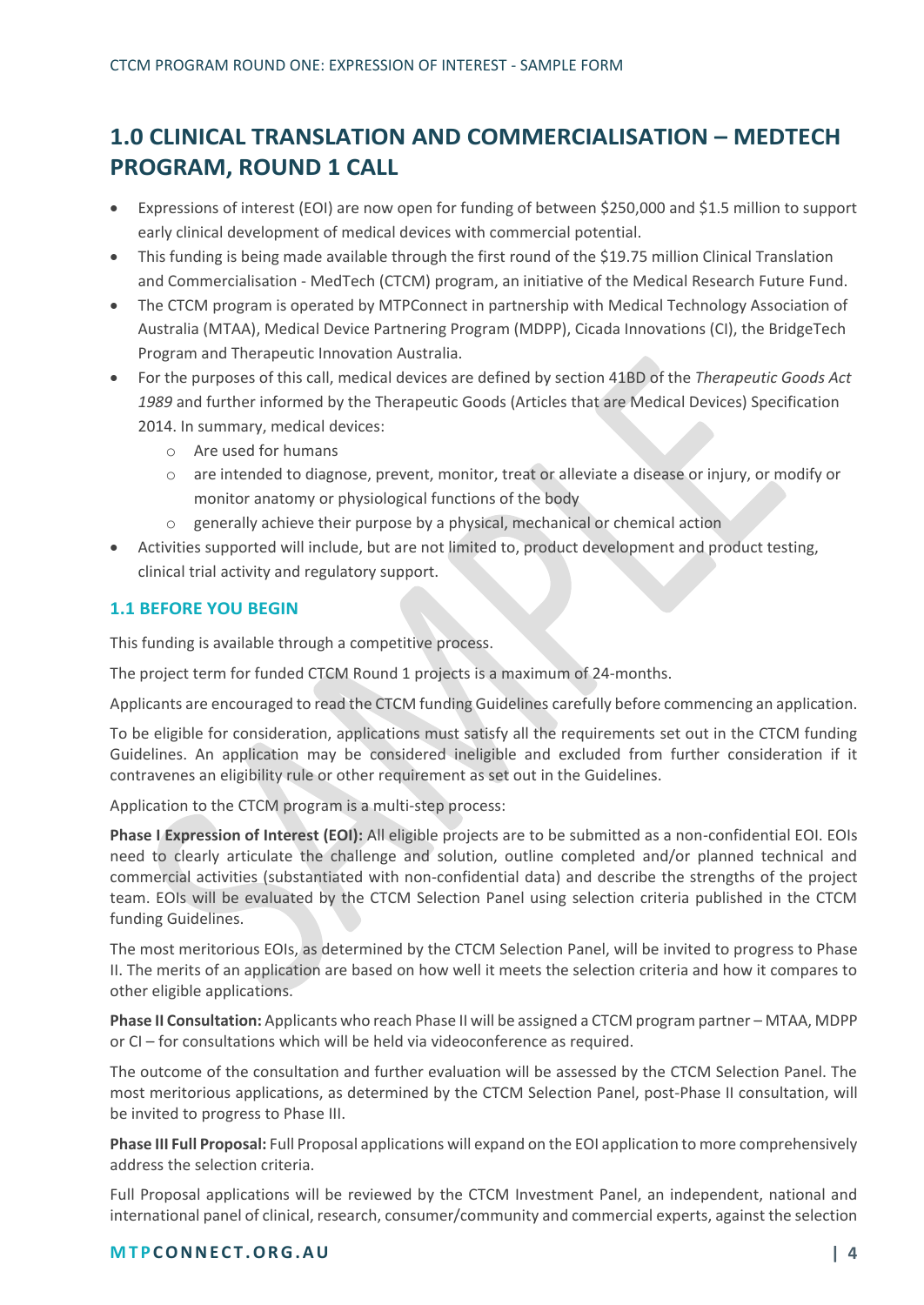# 1.0 CLINICAL TRANSLATION AND COMMERCIALISATION – MEDTECH PROGRAM, ROUND 1 CALL

- Expressions of interest (EOI) are now open for funding of between $250,000 and $1.5 million to support early clinical development of medical devices with commercial potential.
- This funding is being made available through the first round of the $19.75 million Clinical Translation and Commercialisation - MedTech (CTCM) program, an initiative of the Medical Research Future Fund.
- The CTCM program is operated by MTPConnect in partnership with Medical Technology Association of Australia (MTAA), Medical Device Partnering Program (MDPP), Cicada Innovations (CI), the BridgeTech Program and Therapeutic Innovation Australia.
- For the purposes of this call, medical devices are defined by section 41BD of the *Therapeutic Goods Act 1989* and further informed by the Therapeutic Goods (Articles that are Medical Devices) Specification 2014. In summary, medical devices:
  - Are used for humans
  - are intended to diagnose, prevent, monitor, treat or alleviate a disease or injury, or modify or monitor anatomy or physiological functions of the body
  - generally achieve their purpose by a physical, mechanical or chemical action
- Activities supported will include, but are not limited to, product development and product testing, clinical trial activity and regulatory support.

## 1.1 BEFORE YOU BEGIN

This funding is available through a competitive process.

The project term for funded CTCM Round 1 projects is a maximum of 24-months.

Applicants are encouraged to read the CTCM funding Guidelines carefully before commencing an application.

To be eligible for consideration, applications must satisfy all the requirements set out in the CTCM funding Guidelines. An application may be considered ineligible and excluded from further consideration if it contravenes an eligibility rule or other requirement as set out in the Guidelines.

Application to the CTCM program is a multi-step process:

**Phase I Expression of Interest (EOI):** All eligible projects are to be submitted as a non-confidential EOI. EOIs need to clearly articulate the challenge and solution, outline completed and/or planned technical and commercial activities (substantiated with non-confidential data) and describe the strengths of the project team. EOIs will be evaluated by the CTCM Selection Panel using selection criteria published in the CTCM funding Guidelines.

The most meritorious EOIs, as determined by the CTCM Selection Panel, will be invited to progress to Phase II. The merits of an application are based on how well it meets the selection criteria and how it compares to other eligible applications.

**Phase II Consultation:** Applicants who reach Phase II will be assigned a CTCM program partner – MTAA, MDPP or CI – for consultations which will be held via videoconference as required.

The outcome of the consultation and further evaluation will be assessed by the CTCM Selection Panel. The most meritorious applications, as determined by the CTCM Selection Panel, post-Phase II consultation, will be invited to progress to Phase III.

**Phase III Full Proposal:** Full Proposal applications will expand on the EOI application to more comprehensively address the selection criteria.

Full Proposal applications will be reviewed by the CTCM Investment Panel, an independent, national and international panel of clinical, research, consumer/community and commercial experts, against the selection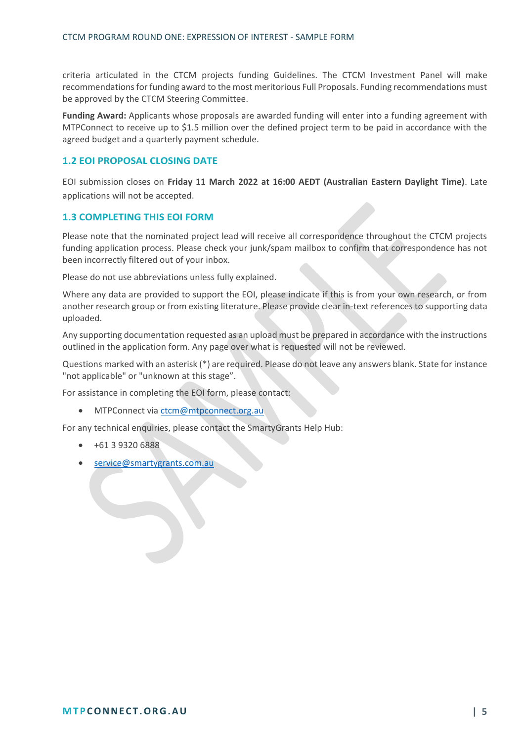criteria articulated in the CTCM projects funding Guidelines. The CTCM Investment Panel will make recommendations for funding award to the most meritorious Full Proposals. Funding recommendations must be approved by the CTCM Steering Committee.

**Funding Award:** Applicants whose proposals are awarded funding will enter into a funding agreement with MTPConnect to receive up to $1.5 million over the defined project term to be paid in accordance with the agreed budget and a quarterly payment schedule.

### 1.2 EOI PROPOSAL CLOSING DATE

EOI submission closes on **Friday 11 March 2022 at 16:00 AEDT (Australian Eastern Daylight Time)**. Late applications will not be accepted.

### 1.3 COMPLETING THIS EOI FORM

Please note that the nominated project lead will receive all correspondence throughout the CTCM projects funding application process. Please check your junk/spam mailbox to confirm that correspondence has not been incorrectly filtered out of your inbox.

Please do not use abbreviations unless fully explained.

Where any data are provided to support the EOI, please indicate if this is from your own research, or from another research group or from existing literature. Please provide clear in-text references to supporting data uploaded.

Any supporting documentation requested as an upload must be prepared in accordance with the instructions outlined in the application form. Any page over what is requested will not be reviewed.

Questions marked with an asterisk (*) are required. Please do not leave any answers blank. State for instance "not applicable" or "unknown at this stage".

For assistance in completing the EOI form, please contact:

- MTPConnect via ctcm@mtpconnect.org.au

For any technical enquiries, please contact the SmartyGrants Help Hub:

- +61 3 9320 6888
- service@smartygrants.com.au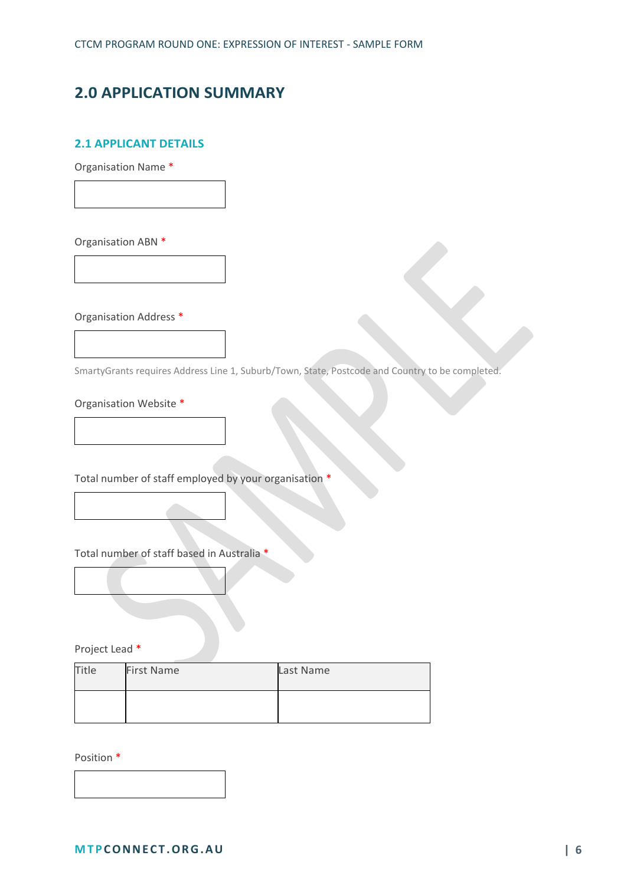# 2.0 APPLICATION SUMMARY

## 2.1 APPLICANT DETAILS

Organisation Name *

Organisation ABN *

Organisation Address *

SmartyGrants requires Address Line 1, Suburb/Town, State, Postcode and Country to be completed.

Organisation Website *

Total number of staff employed by your organisation *

Total number of staff based in Australia *

Project Lead *

| Title | First Name | Last Name |
|---|---|---|
| | | |

Position *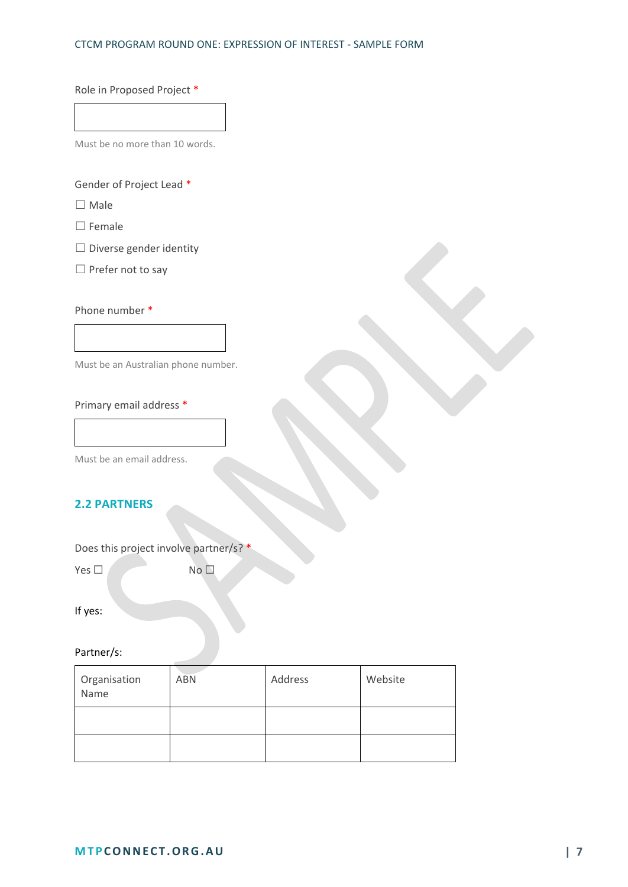Role in Proposed Project *

Must be no more than 10 words.

Gender of Project Lead *

☐ Male

☐ Female

☐ Diverse gender identity

☐ Prefer not to say

Phone number *

Must be an Australian phone number.

Primary email address *

Must be an email address.

## 2.2 PARTNERS

Does this project involve partner/s? *

Yes ☐ No ☐

If yes:

Partner/s:

| Organisation Name | ABN | Address | Website |
|---|---|---|---|
| | | | |
| | | | |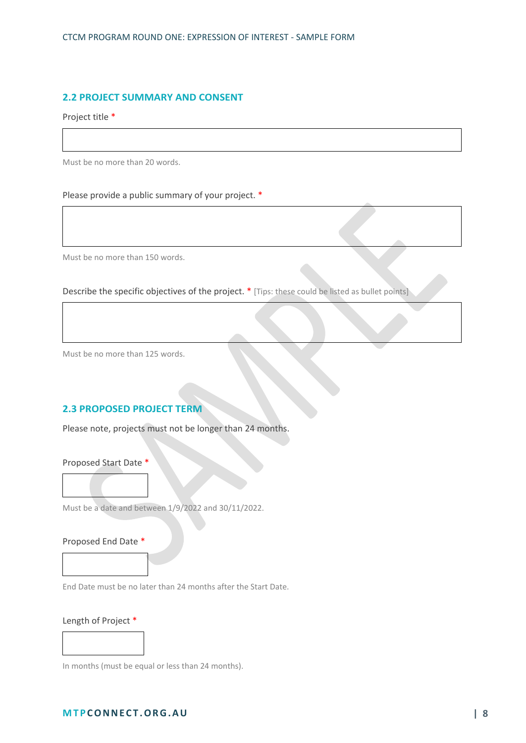## 2.2 PROJECT SUMMARY AND CONSENT

Project title *

Must be no more than 20 words.

Please provide a public summary of your project. *

Must be no more than 150 words.

Describe the specific objectives of the project. * [Tips: these could be listed as bullet points]

Must be no more than 125 words.

## 2.3 PROPOSED PROJECT TERM

Please note, projects must not be longer than 24 months.

Proposed Start Date *

Must be a date and between 1/9/2022 and 30/11/2022.

Proposed End Date *

End Date must be no later than 24 months after the Start Date.

Length of Project *

In months (must be equal or less than 24 months).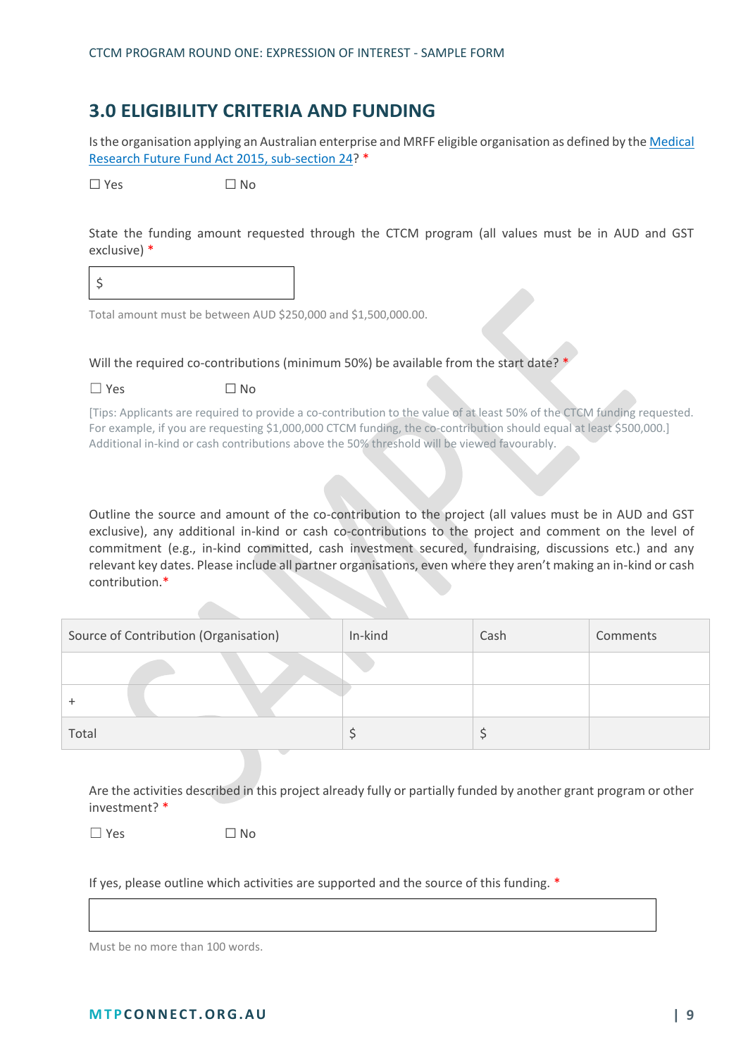## 3.0 ELIGIBILITY CRITERIA AND FUNDING

Is the organisation applying an Australian enterprise and MRFF eligible organisation as defined by the Medical Research Future Fund Act 2015, sub-section 24? *

☐ Yes ☐ No

State the funding amount requested through the CTCM program (all values must be in AUD and GST exclusive) *

$

Total amount must be between AUD $250,000 and $1,500,000.00.

Will the required co-contributions (minimum 50%) be available from the start date? *

☐ Yes ☐ No

[Tips: Applicants are required to provide a co-contribution to the value of at least 50% of the CTCM funding requested. For example, if you are requesting $1,000,000 CTCM funding, the co-contribution should equal at least $500,000.] Additional in-kind or cash contributions above the 50% threshold will be viewed favourably.

Outline the source and amount of the co-contribution to the project (all values must be in AUD and GST exclusive), any additional in-kind or cash co-contributions to the project and comment on the level of commitment (e.g., in-kind committed, cash investment secured, fundraising, discussions etc.) and any relevant key dates. Please include all partner organisations, even where they aren't making an in-kind or cash contribution.*

| Source of Contribution (Organisation) | In-kind | Cash | Comments |
|---|---|---|---|
| | | | |
| + | | | |
| Total | $ | $ | |

Are the activities described in this project already fully or partially funded by another grant program or other investment? *

☐ Yes ☐ No

If yes, please outline which activities are supported and the source of this funding. *

Must be no more than 100 words.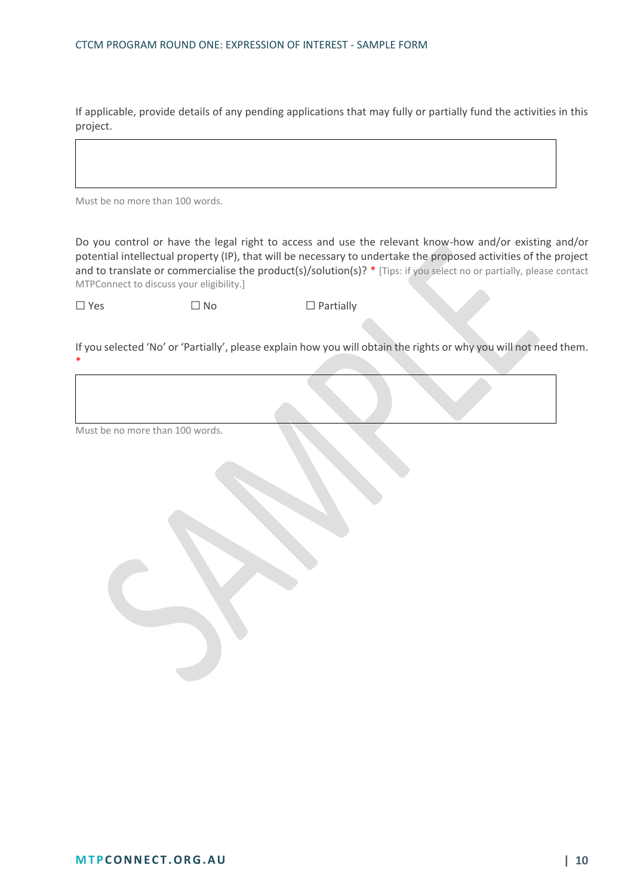If applicable, provide details of any pending applications that may fully or partially fund the activities in this project.

| |
|---|
| |

Must be no more than 100 words.

Do you control or have the legal right to access and use the relevant know-how and/or existing and/or potential intellectual property (IP), that will be necessary to undertake the proposed activities of the project and to translate or commercialise the product(s)/solution(s)? * [Tips: if you select no or partially, please contact MTPConnect to discuss your eligibility.]

☐ Yes ☐ No ☐ Partially

If you selected 'No' or 'Partially', please explain how you will obtain the rights or why you will not need them. *

| |
|---|
| |

Must be no more than 100 words.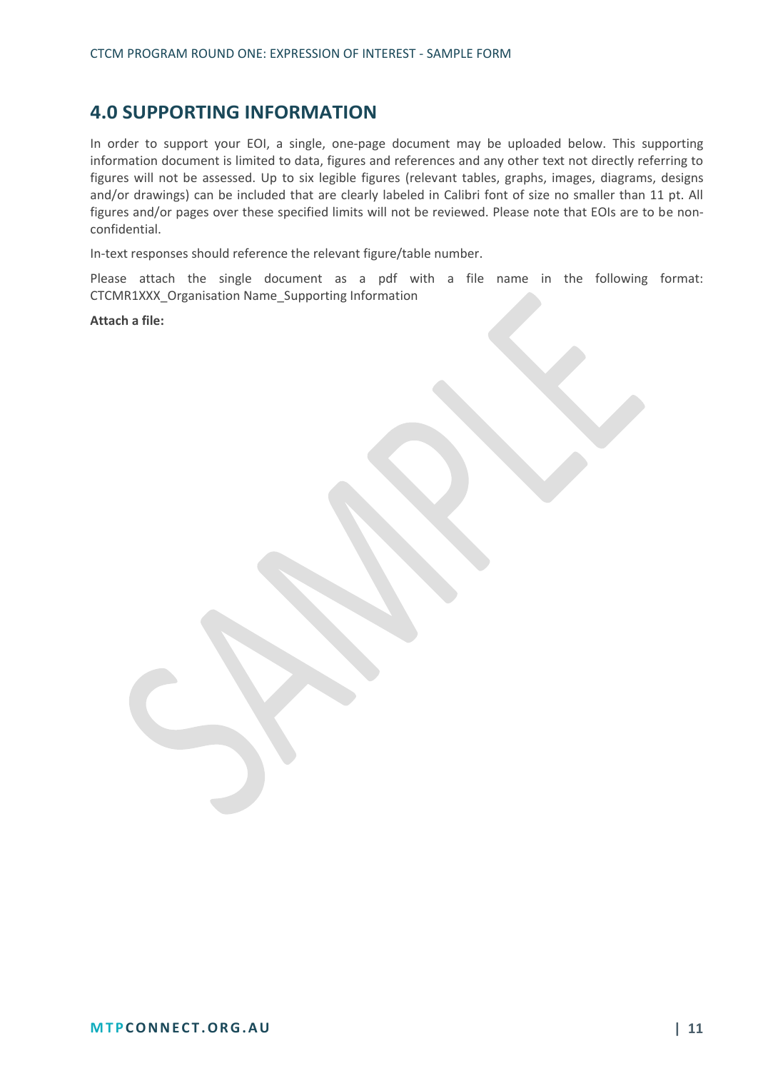## 4.0 SUPPORTING INFORMATION

In order to support your EOI, a single, one-page document may be uploaded below. This supporting information document is limited to data, figures and references and any other text not directly referring to figures will not be assessed. Up to six legible figures (relevant tables, graphs, images, diagrams, designs and/or drawings) can be included that are clearly labeled in Calibri font of size no smaller than 11 pt. All figures and/or pages over these specified limits will not be reviewed. Please note that EOIs are to be non-confidential.

In-text responses should reference the relevant figure/table number.

Please attach the single document as a pdf with a file name in the following format: CTCMR1XXX_Organisation Name_Supporting Information

**Attach a file:**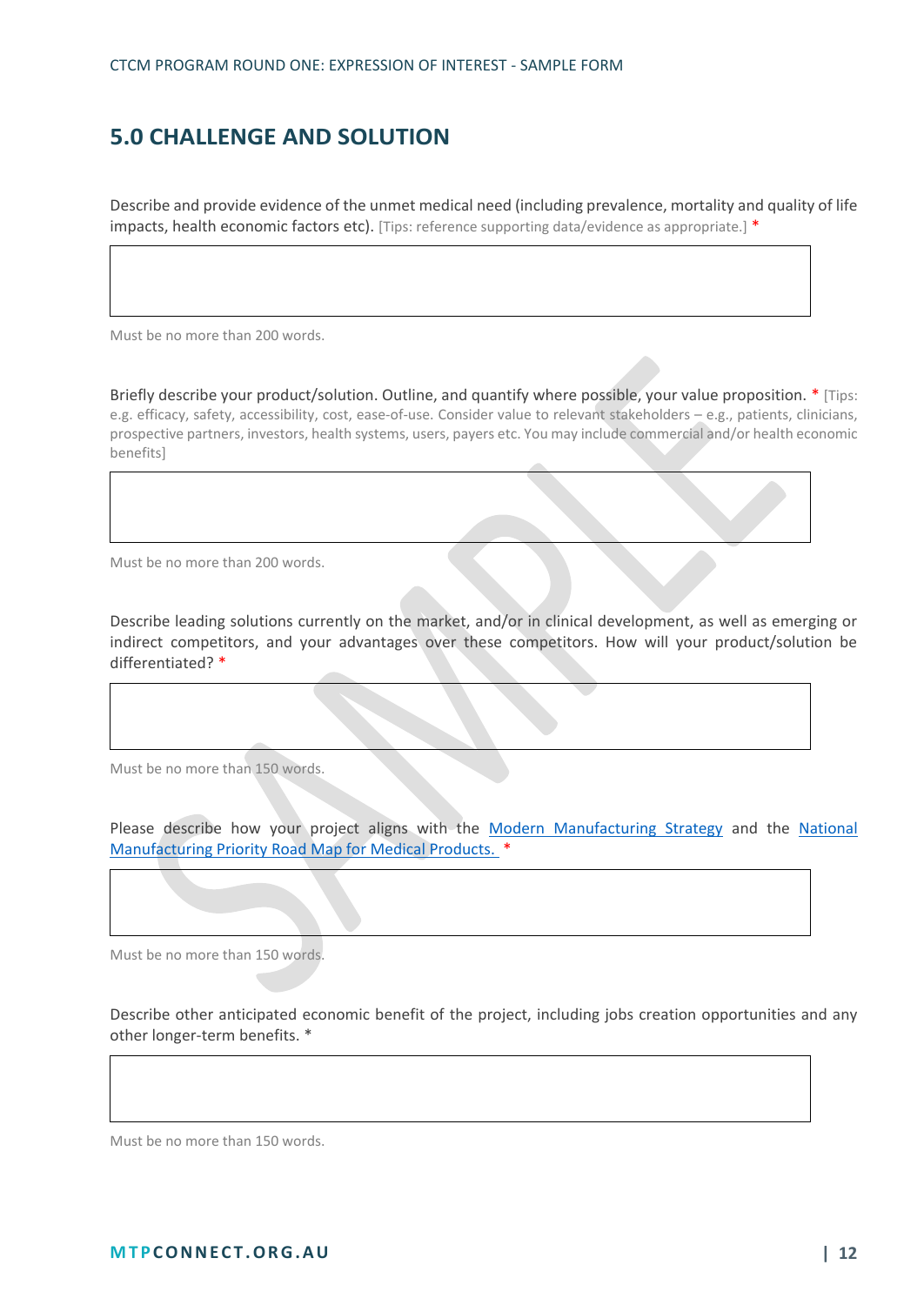## 5.0 CHALLENGE AND SOLUTION

Describe and provide evidence of the unmet medical need (including prevalence, mortality and quality of life impacts, health economic factors etc). [Tips: reference supporting data/evidence as appropriate.] *

Must be no more than 200 words.

Briefly describe your product/solution. Outline, and quantify where possible, your value proposition. * [Tips: e.g. efficacy, safety, accessibility, cost, ease-of-use. Consider value to relevant stakeholders – e.g., patients, clinicians, prospective partners, investors, health systems, users, payers etc. You may include commercial and/or health economic benefits]

Must be no more than 200 words.

Describe leading solutions currently on the market, and/or in clinical development, as well as emerging or indirect competitors, and your advantages over these competitors. How will your product/solution be differentiated? *

Must be no more than 150 words.

Please describe how your project aligns with the Modern Manufacturing Strategy and the National Manufacturing Priority Road Map for Medical Products. *

Must be no more than 150 words.

Describe other anticipated economic benefit of the project, including jobs creation opportunities and any other longer-term benefits. *

Must be no more than 150 words.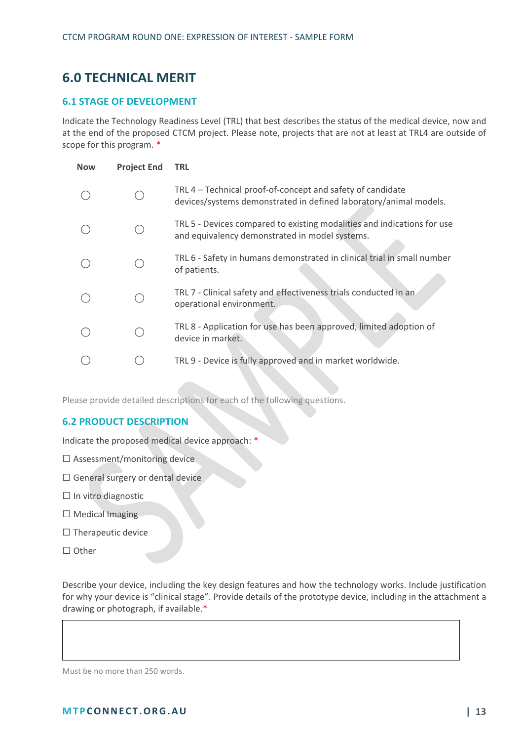## 6.0 TECHNICAL MERIT

### 6.1 STAGE OF DEVELOPMENT

Indicate the Technology Readiness Level (TRL) that best describes the status of the medical device, now and at the end of the proposed CTCM project. Please note, projects that are not at least at TRL4 are outside of scope for this program. *

| Now | Project End | TRL |
|---|---|---|
| ◯ | ◯ | TRL 4 – Technical proof-of-concept and safety of candidate devices/systems demonstrated in defined laboratory/animal models. |
| ◯ | ◯ | TRL 5 - Devices compared to existing modalities and indications for use and equivalency demonstrated in model systems. |
| ◯ | ◯ | TRL 6 - Safety in humans demonstrated in clinical trial in small number of patients. |
| ◯ | ◯ | TRL 7 - Clinical safety and effectiveness trials conducted in an operational environment. |
| ◯ | ◯ | TRL 8 - Application for use has been approved, limited adoption of device in market. |
| ◯ | ◯ | TRL 9 - Device is fully approved and in market worldwide. |

Please provide detailed descriptions for each of the following questions.

### 6.2 PRODUCT DESCRIPTION

Indicate the proposed medical device approach: *

☐ Assessment/monitoring device

☐ General surgery or dental device

☐ In vitro diagnostic

☐ Medical Imaging

☐ Therapeutic device

☐ Other

Describe your device, including the key design features and how the technology works. Include justification for why your device is "clinical stage". Provide details of the prototype device, including in the attachment a drawing or photograph, if available.*

| |
|---|
| |

Must be no more than 250 words.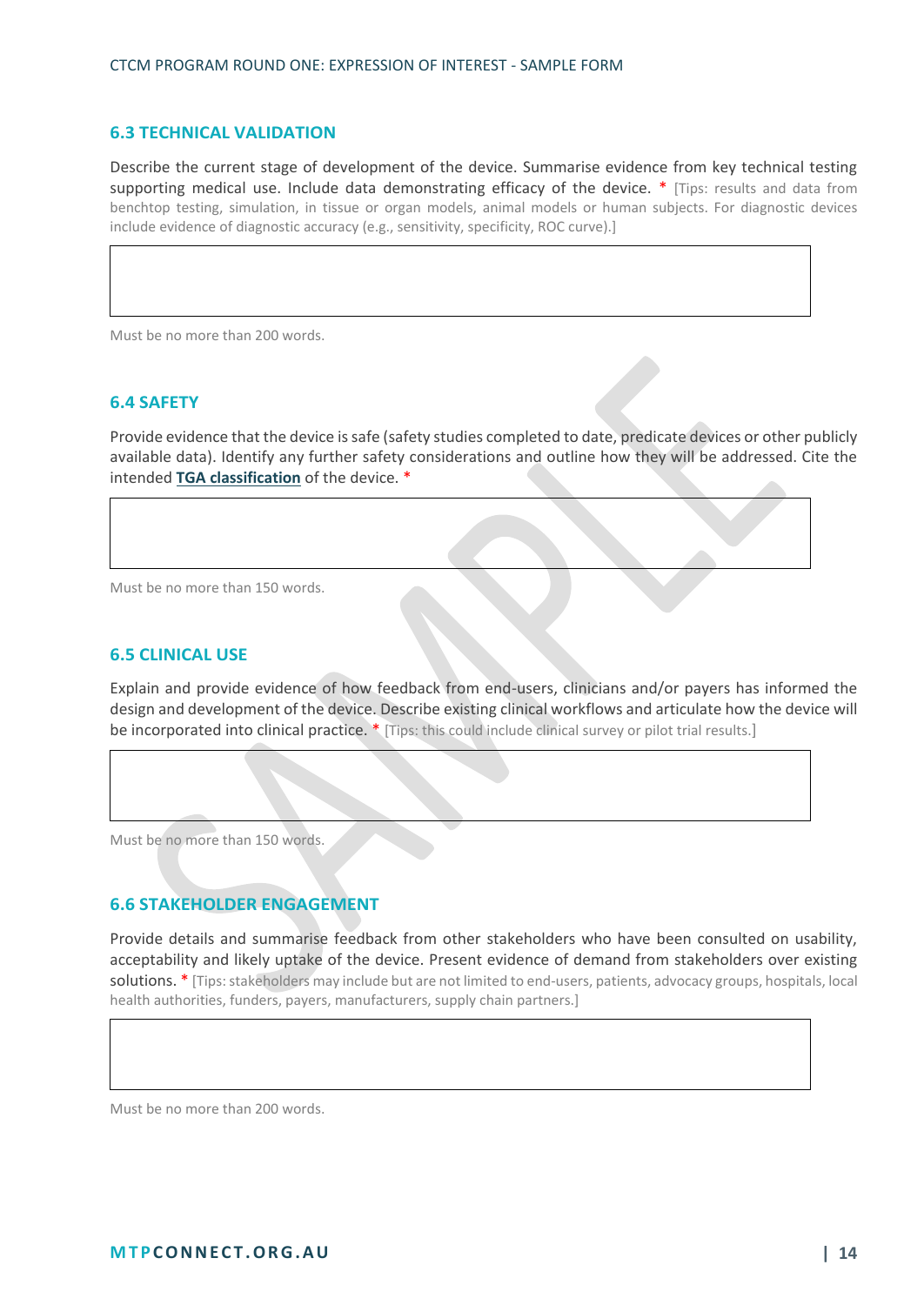### 6.3 TECHNICAL VALIDATION

Describe the current stage of development of the device. Summarise evidence from key technical testing supporting medical use. Include data demonstrating efficacy of the device. * [Tips: results and data from benchtop testing, simulation, in tissue or organ models, animal models or human subjects. For diagnostic devices include evidence of diagnostic accuracy (e.g., sensitivity, specificity, ROC curve).]

Must be no more than 200 words.

### 6.4 SAFETY

Provide evidence that the device is safe (safety studies completed to date, predicate devices or other publicly available data). Identify any further safety considerations and outline how they will be addressed. Cite the intended **TGA classification** of the device. *

Must be no more than 150 words.

### 6.5 CLINICAL USE

Explain and provide evidence of how feedback from end-users, clinicians and/or payers has informed the design and development of the device. Describe existing clinical workflows and articulate how the device will be incorporated into clinical practice. * [Tips: this could include clinical survey or pilot trial results.]

Must be no more than 150 words.

### 6.6 STAKEHOLDER ENGAGEMENT

Provide details and summarise feedback from other stakeholders who have been consulted on usability, acceptability and likely uptake of the device. Present evidence of demand from stakeholders over existing solutions. * [Tips: stakeholders may include but are not limited to end-users, patients, advocacy groups, hospitals, local health authorities, funders, payers, manufacturers, supply chain partners.]

Must be no more than 200 words.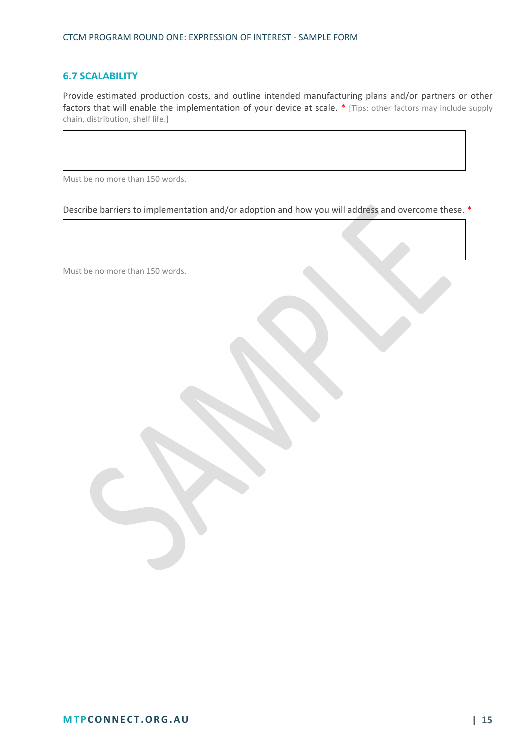## 6.7 SCALABILITY

Provide estimated production costs, and outline intended manufacturing plans and/or partners or other factors that will enable the implementation of your device at scale. * [Tips: other factors may include supply chain, distribution, shelf life.]

Must be no more than 150 words.

Describe barriers to implementation and/or adoption and how you will address and overcome these. *

Must be no more than 150 words.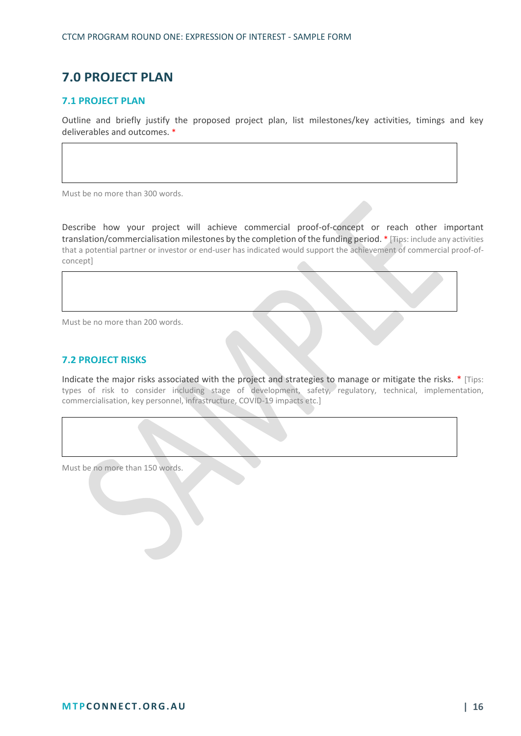# 7.0 PROJECT PLAN

## 7.1 PROJECT PLAN

Outline and briefly justify the proposed project plan, list milestones/key activities, timings and key deliverables and outcomes. *

Must be no more than 300 words.

Describe how your project will achieve commercial proof-of-concept or reach other important translation/commercialisation milestones by the completion of the funding period. * [Tips: include any activities that a potential partner or investor or end-user has indicated would support the achievement of commercial proof-of-concept]

Must be no more than 200 words.

## 7.2 PROJECT RISKS

Indicate the major risks associated with the project and strategies to manage or mitigate the risks. * [Tips: types of risk to consider including stage of development, safety, regulatory, technical, implementation, commercialisation, key personnel, infrastructure, COVID-19 impacts etc.]

Must be no more than 150 words.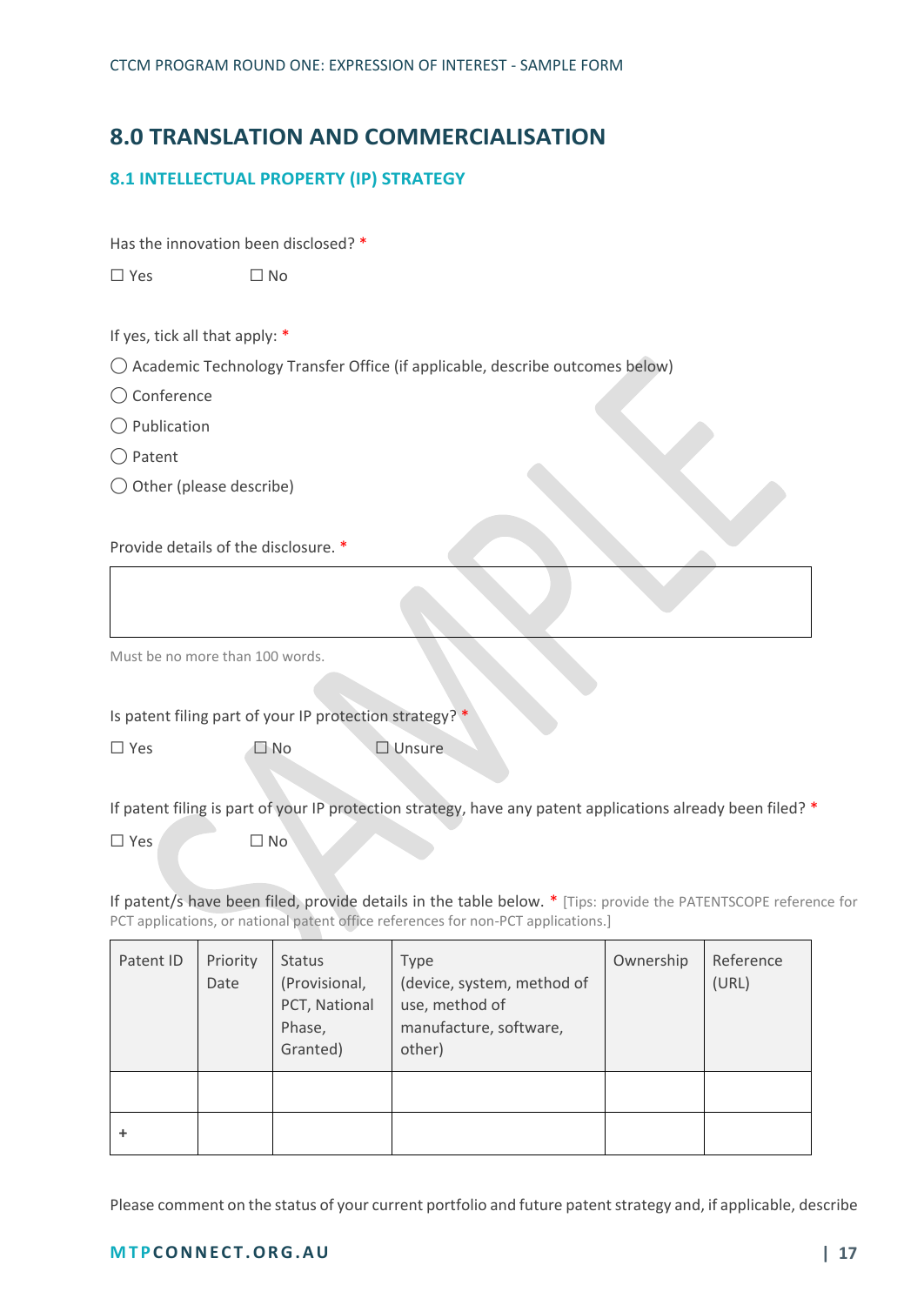# 8.0 TRANSLATION AND COMMERCIALISATION

## 8.1 INTELLECTUAL PROPERTY (IP) STRATEGY

Has the innovation been disclosed? *

☐ Yes ☐ No

If yes, tick all that apply: *

◯ Academic Technology Transfer Office (if applicable, describe outcomes below)

◯ Conference

◯ Publication

◯ Patent

◯ Other (please describe)

Provide details of the disclosure. *

Must be no more than 100 words.

Is patent filing part of your IP protection strategy? *

☐ Yes ☐ No ☐ Unsure

If patent filing is part of your IP protection strategy, have any patent applications already been filed? *

☐ Yes ☐ No

If patent/s have been filed, provide details in the table below. * [Tips: provide the PATENTSCOPE reference for PCT applications, or national patent office references for non-PCT applications.]

| Patent ID | Priority Date | Status (Provisional, PCT, National Phase, Granted) | Type (device, system, method of use, method of manufacture, software, other) | Ownership | Reference (URL) |
|---|---|---|---|---|---|
| | | | | | |
| + | | | | | |

Please comment on the status of your current portfolio and future patent strategy and, if applicable, describe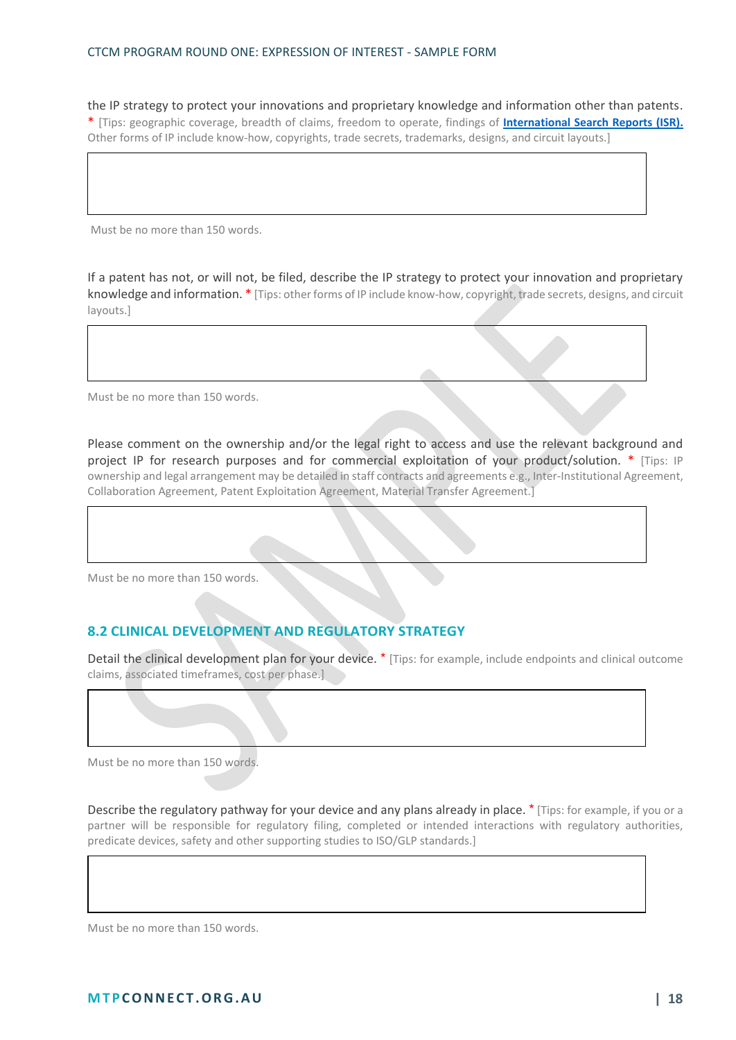the IP strategy to protect your innovations and proprietary knowledge and information other than patents. * [Tips: geographic coverage, breadth of claims, freedom to operate, findings of **International Search Reports (ISR).** Other forms of IP include know-how, copyrights, trade secrets, trademarks, designs, and circuit layouts.]

Must be no more than 150 words.

If a patent has not, or will not, be filed, describe the IP strategy to protect your innovation and proprietary knowledge and information. * [Tips: other forms of IP include know-how, copyright, trade secrets, designs, and circuit layouts.]

Must be no more than 150 words.

Please comment on the ownership and/or the legal right to access and use the relevant background and project IP for research purposes and for commercial exploitation of your product/solution. * [Tips: IP ownership and legal arrangement may be detailed in staff contracts and agreements e.g., Inter-Institutional Agreement, Collaboration Agreement, Patent Exploitation Agreement, Material Transfer Agreement.]

Must be no more than 150 words.

### 8.2 CLINICAL DEVELOPMENT AND REGULATORY STRATEGY

Detail the clinical development plan for your device. * [Tips: for example, include endpoints and clinical outcome claims, associated timeframes, cost per phase.]

Must be no more than 150 words.

Describe the regulatory pathway for your device and any plans already in place. * [Tips: for example, if you or a partner will be responsible for regulatory filing, completed or intended interactions with regulatory authorities, predicate devices, safety and other supporting studies to ISO/GLP standards.]

Must be no more than 150 words.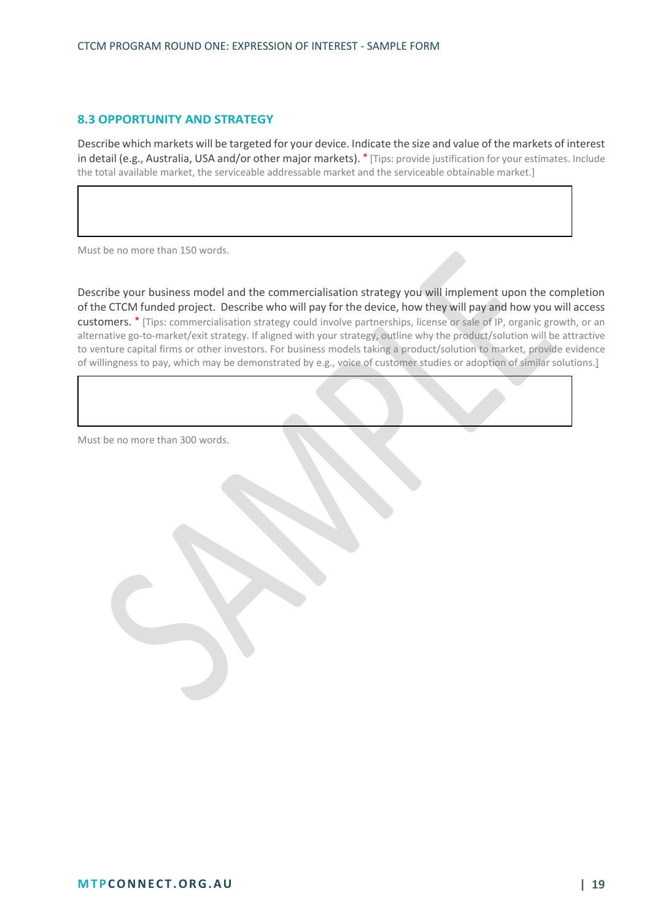## 8.3 OPPORTUNITY AND STRATEGY

Describe which markets will be targeted for your device. Indicate the size and value of the markets of interest in detail (e.g., Australia, USA and/or other major markets). * [Tips: provide justification for your estimates. Include the total available market, the serviceable addressable market and the serviceable obtainable market.]

Must be no more than 150 words.

Describe your business model and the commercialisation strategy you will implement upon the completion of the CTCM funded project. Describe who will pay for the device, how they will pay and how you will access customers. * [Tips: commercialisation strategy could involve partnerships, license or sale of IP, organic growth, or an alternative go-to-market/exit strategy. If aligned with your strategy, outline why the product/solution will be attractive to venture capital firms or other investors. For business models taking a product/solution to market, provide evidence of willingness to pay, which may be demonstrated by e.g., voice of customer studies or adoption of similar solutions.]

Must be no more than 300 words.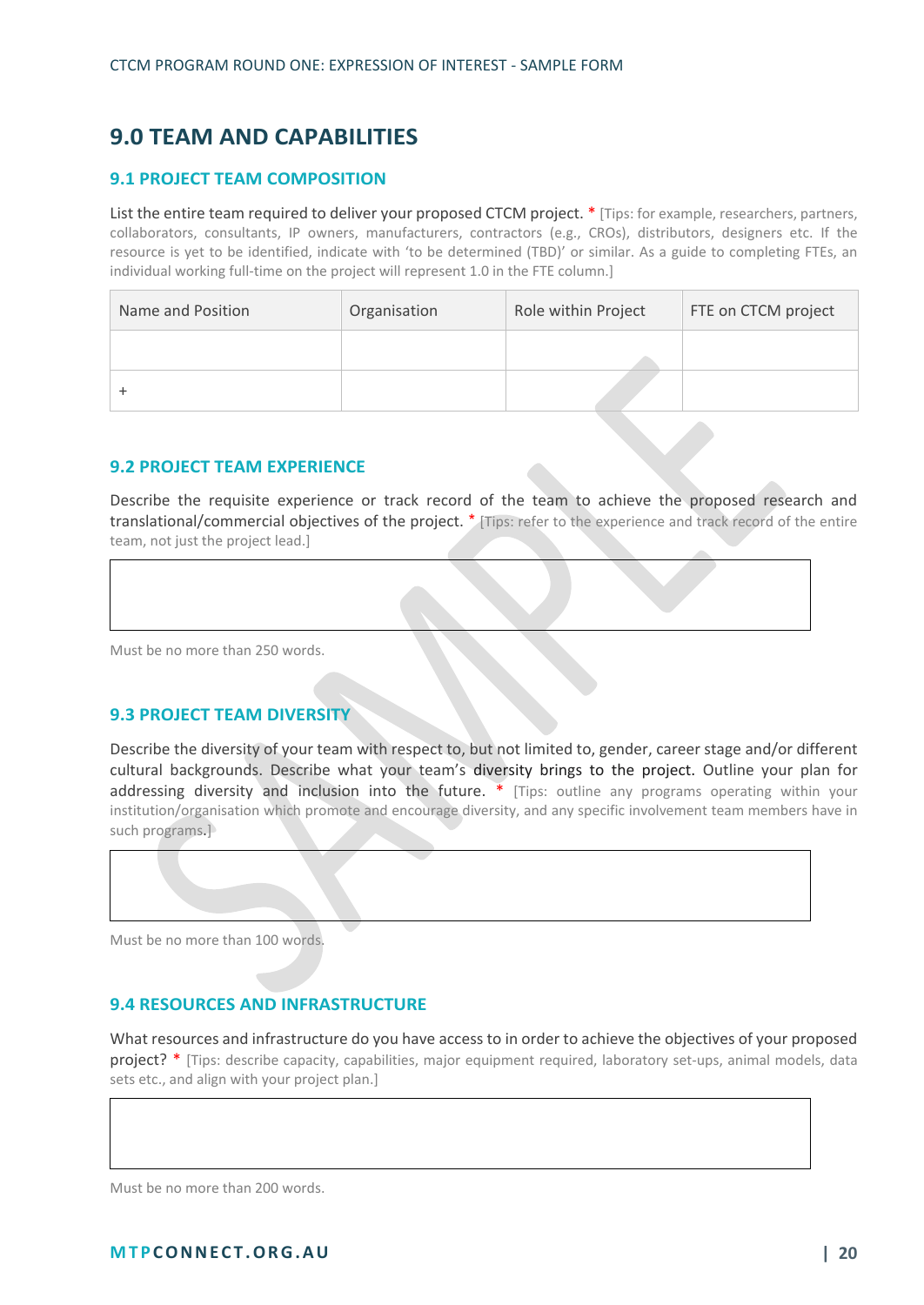# 9.0 TEAM AND CAPABILITIES

## 9.1 PROJECT TEAM COMPOSITION

List the entire team required to deliver your proposed CTCM project. * [Tips: for example, researchers, partners, collaborators, consultants, IP owners, manufacturers, contractors (e.g., CROs), distributors, designers etc. If the resource is yet to be identified, indicate with 'to be determined (TBD)' or similar. As a guide to completing FTEs, an individual working full-time on the project will represent 1.0 in the FTE column.]

| Name and Position | Organisation | Role within Project | FTE on CTCM project |
|---|---|---|---|
| | | | |
| + | | | |

## 9.2 PROJECT TEAM EXPERIENCE

Describe the requisite experience or track record of the team to achieve the proposed research and translational/commercial objectives of the project. * [Tips: refer to the experience and track record of the entire team, not just the project lead.]

Must be no more than 250 words.

## 9.3 PROJECT TEAM DIVERSITY

Describe the diversity of your team with respect to, but not limited to, gender, career stage and/or different cultural backgrounds. Describe what your team's diversity brings to the project. Outline your plan for addressing diversity and inclusion into the future. * [Tips: outline any programs operating within your institution/organisation which promote and encourage diversity, and any specific involvement team members have in such programs.]

Must be no more than 100 words.

## 9.4 RESOURCES AND INFRASTRUCTURE

What resources and infrastructure do you have access to in order to achieve the objectives of your proposed project? * [Tips: describe capacity, capabilities, major equipment required, laboratory set-ups, animal models, data sets etc., and align with your project plan.]

Must be no more than 200 words.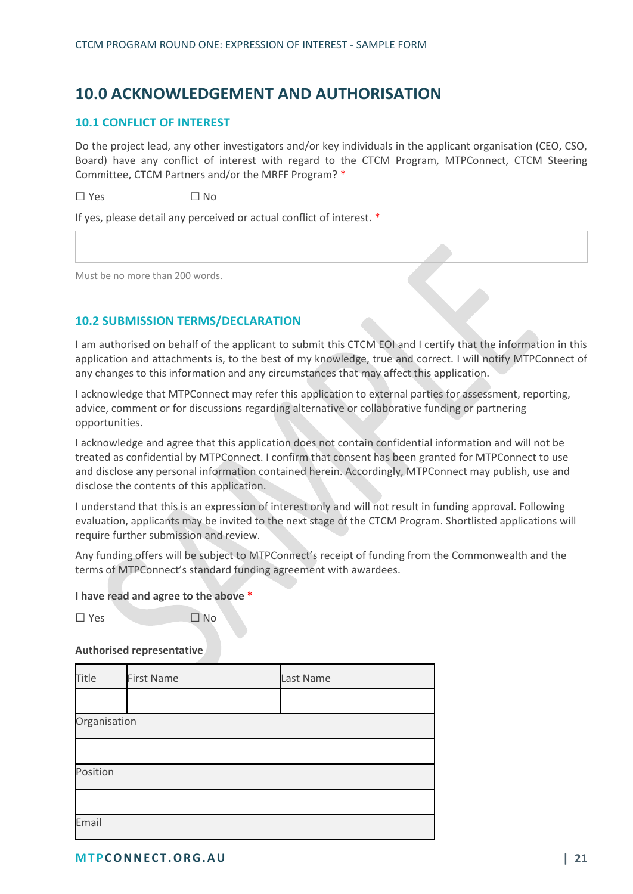# 10.0 ACKNOWLEDGEMENT AND AUTHORISATION

## 10.1 CONFLICT OF INTEREST

Do the project lead, any other investigators and/or key individuals in the applicant organisation (CEO, CSO, Board) have any conflict of interest with regard to the CTCM Program, MTPConnect, CTCM Steering Committee, CTCM Partners and/or the MRFF Program? *

☐ Yes ☐ No

If yes, please detail any perceived or actual conflict of interest. *

| |
|---|
| |

Must be no more than 200 words.

## 10.2 SUBMISSION TERMS/DECLARATION

I am authorised on behalf of the applicant to submit this CTCM EOI and I certify that the information in this application and attachments is, to the best of my knowledge, true and correct. I will notify MTPConnect of any changes to this information and any circumstances that may affect this application.

I acknowledge that MTPConnect may refer this application to external parties for assessment, reporting, advice, comment or for discussions regarding alternative or collaborative funding or partnering opportunities.

I acknowledge and agree that this application does not contain confidential information and will not be treated as confidential by MTPConnect. I confirm that consent has been granted for MTPConnect to use and disclose any personal information contained herein. Accordingly, MTPConnect may publish, use and disclose the contents of this application.

I understand that this is an expression of interest only and will not result in funding approval. Following evaluation, applicants may be invited to the next stage of the CTCM Program. Shortlisted applications will require further submission and review.

Any funding offers will be subject to MTPConnect's receipt of funding from the Commonwealth and the terms of MTPConnect's standard funding agreement with awardees.

**I have read and agree to the above** *

☐ Yes ☐ No

**Authorised representative**

| Title | First Name | Last Name |
|---|---|---|
| | | |
| Organisation | | |
| | | |
| Position | | |
| | | |
| Email | | |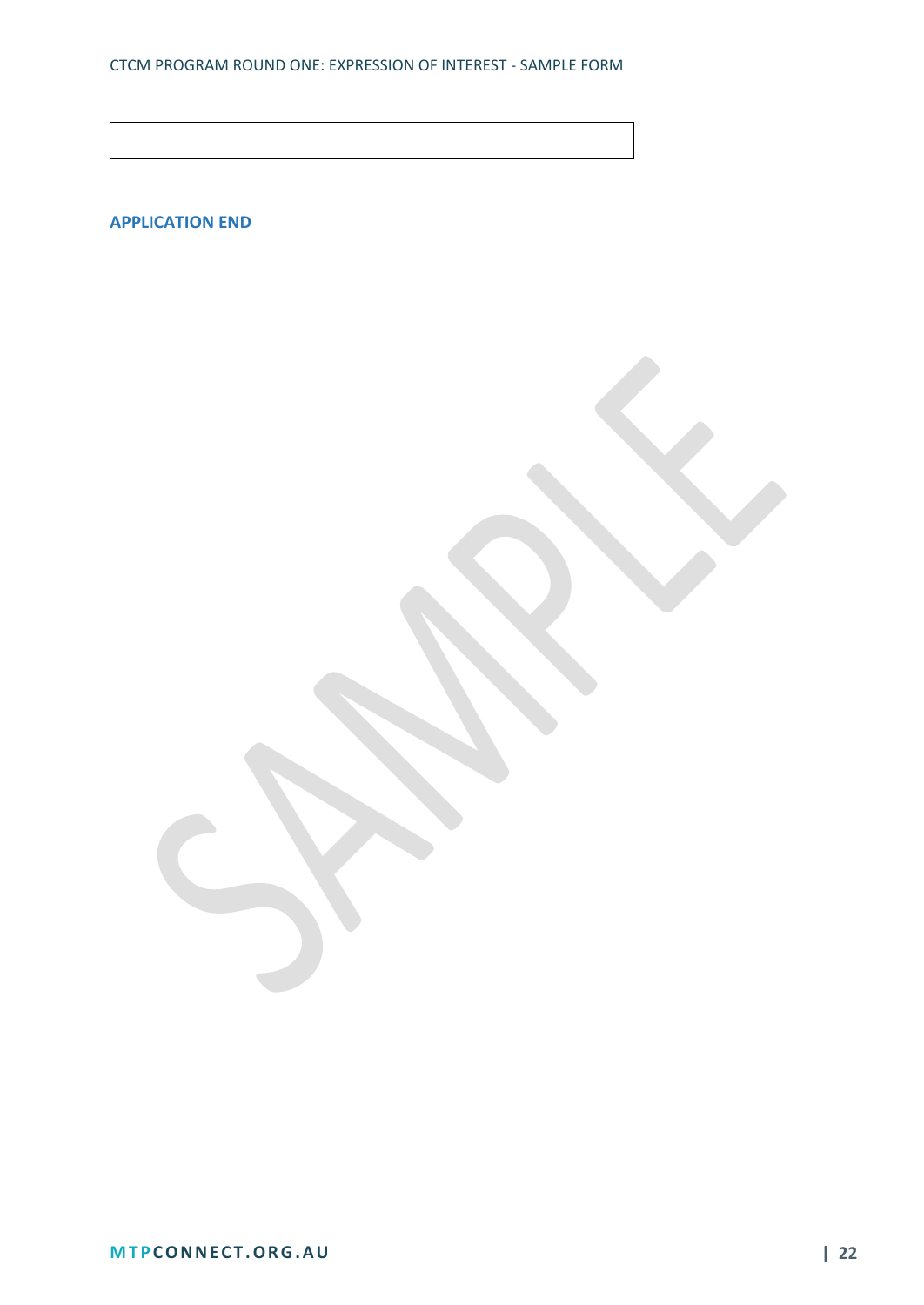**APPLICATION END**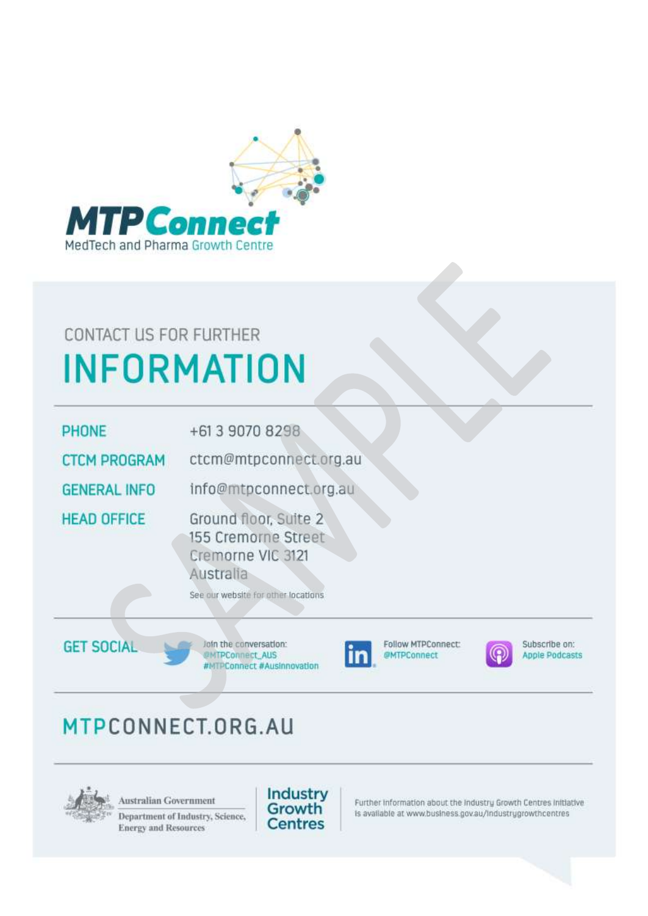MTPConnect
MedTech and Pharma Growth Centre

CONTACT US FOR FURTHER

# INFORMATION

| | |
|---|---|
| PHONE | +61 3 9070 8298 |
| CTCM PROGRAM | ctcm@mtpconnect.org.au |
| GENERAL INFO | info@mtpconnect.org.au |
| HEAD OFFICE | Ground floor, Suite 2<br>155 Cremorne Street<br>Cremorne VIC 3121<br>Australia<br>See our website for other locations |

GET SOCIAL

Join the conversation: @MTPConnect_AUS #MTPConnect #AusInnovation

Follow MTPConnect: @MTPConnect

Subscribe on: Apple Podcasts

## MTPCONNECT.ORG.AU

Australian Government
Department of Industry, Science, Energy and Resources

Industry Growth Centres

Further information about the Industry Growth Centres Initiative is available at www.business.gov.au/industrygrowthcentres